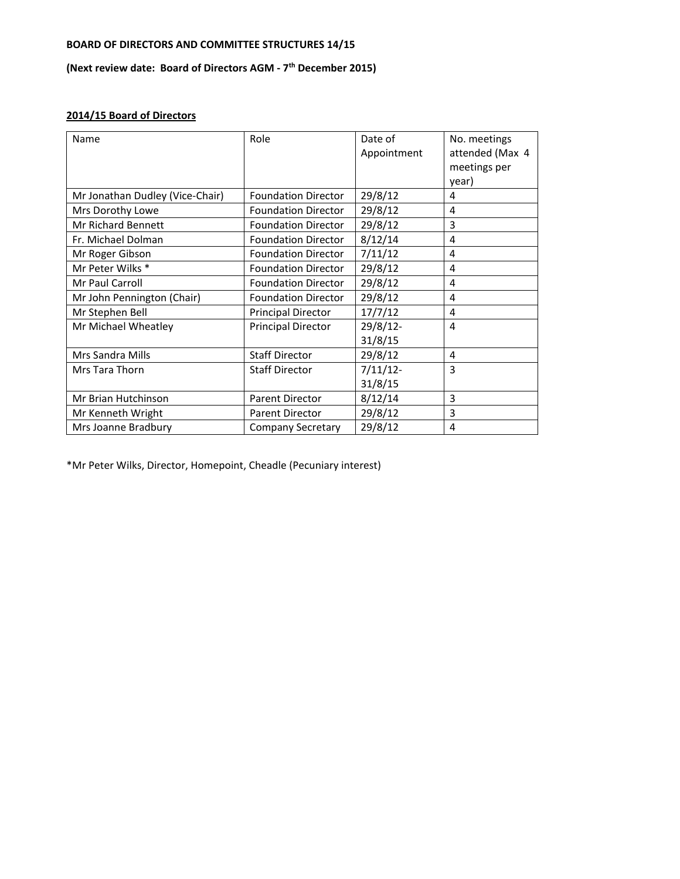**BOARD OF DIRECTORS AND COMMITTEE STRUCTURES 14/15**

**(Next review date: Board of Directors AGM - 7th December 2015)**

**2014/15 Board of Directors**

| Name | Role | Date of Appointment | No. meetings attended (Max 4 meetings per year) |
|---|---|---|---|
| Mr Jonathan Dudley (Vice-Chair) | Foundation Director | 29/8/12 | 4 |
| Mrs Dorothy Lowe | Foundation Director | 29/8/12 | 4 |
| Mr Richard Bennett | Foundation Director | 29/8/12 | 3 |
| Fr. Michael Dolman | Foundation Director | 8/12/14 | 4 |
| Mr Roger Gibson | Foundation Director | 7/11/12 | 4 |
| Mr Peter Wilks * | Foundation Director | 29/8/12 | 4 |
| Mr Paul Carroll | Foundation Director | 29/8/12 | 4 |
| Mr John Pennington (Chair) | Foundation Director | 29/8/12 | 4 |
| Mr Stephen Bell | Principal Director | 17/7/12 | 4 |
| Mr Michael Wheatley | Principal Director | 29/8/12-31/8/15 | 4 |
| Mrs Sandra Mills | Staff Director | 29/8/12 | 4 |
| Mrs Tara Thorn | Staff Director | 7/11/12-31/8/15 | 3 |
| Mr Brian Hutchinson | Parent Director | 8/12/14 | 3 |
| Mr Kenneth Wright | Parent Director | 29/8/12 | 3 |
| Mrs Joanne Bradbury | Company Secretary | 29/8/12 | 4 |

*Mr Peter Wilks, Director, Homepoint, Cheadle (Pecuniary interest)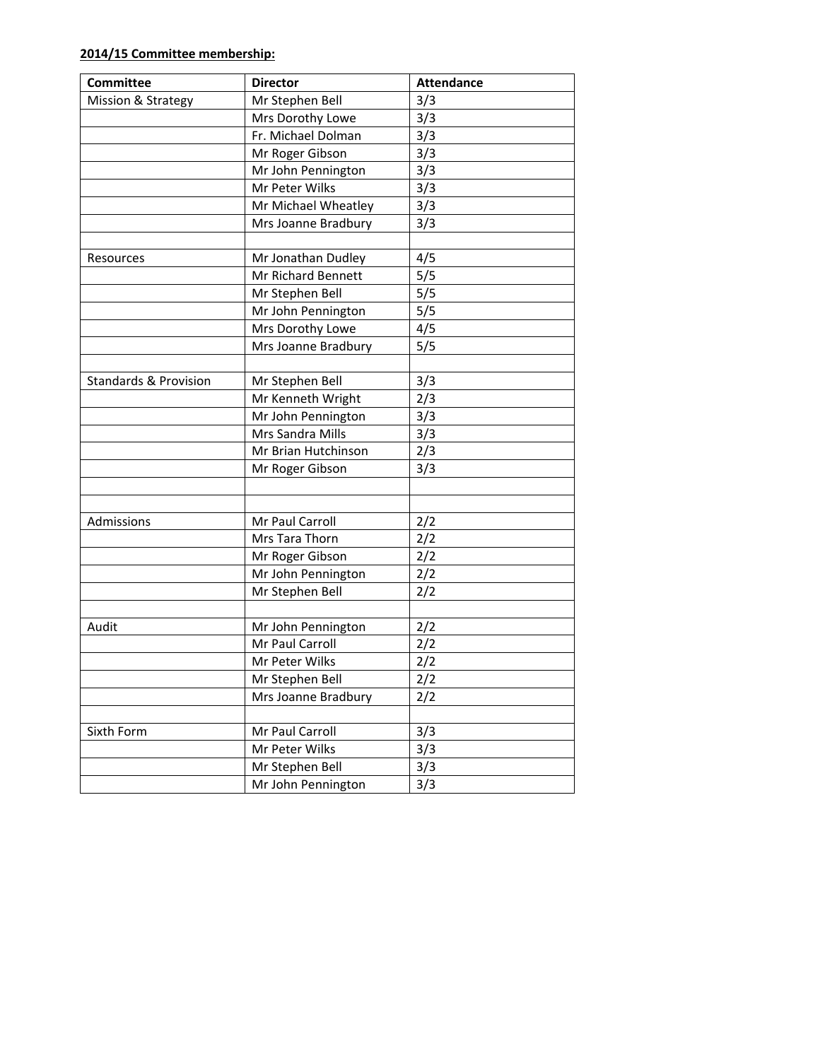**2014/15 Committee membership:**

| Committee | Director | Attendance |
|---|---|---|
| Mission & Strategy | Mr Stephen Bell | 3/3 |
| | Mrs Dorothy Lowe | 3/3 |
| | Fr. Michael Dolman | 3/3 |
| | Mr Roger Gibson | 3/3 |
| | Mr John Pennington | 3/3 |
| | Mr Peter Wilks | 3/3 |
| | Mr Michael Wheatley | 3/3 |
| | Mrs Joanne Bradbury | 3/3 |
| | | |
| Resources | Mr Jonathan Dudley | 4/5 |
| | Mr Richard Bennett | 5/5 |
| | Mr Stephen Bell | 5/5 |
| | Mr John Pennington | 5/5 |
| | Mrs Dorothy Lowe | 4/5 |
| | Mrs Joanne Bradbury | 5/5 |
| | | |
| Standards & Provision | Mr Stephen Bell | 3/3 |
| | Mr Kenneth Wright | 2/3 |
| | Mr John Pennington | 3/3 |
| | Mrs Sandra Mills | 3/3 |
| | Mr Brian Hutchinson | 2/3 |
| | Mr Roger Gibson | 3/3 |
| | | |
| | | |
| Admissions | Mr Paul Carroll | 2/2 |
| | Mrs Tara Thorn | 2/2 |
| | Mr Roger Gibson | 2/2 |
| | Mr John Pennington | 2/2 |
| | Mr Stephen Bell | 2/2 |
| | | |
| Audit | Mr John Pennington | 2/2 |
| | Mr Paul Carroll | 2/2 |
| | Mr Peter Wilks | 2/2 |
| | Mr Stephen Bell | 2/2 |
| | Mrs Joanne Bradbury | 2/2 |
| | | |
| Sixth Form | Mr Paul Carroll | 3/3 |
| | Mr Peter Wilks | 3/3 |
| | Mr Stephen Bell | 3/3 |
| | Mr John Pennington | 3/3 |